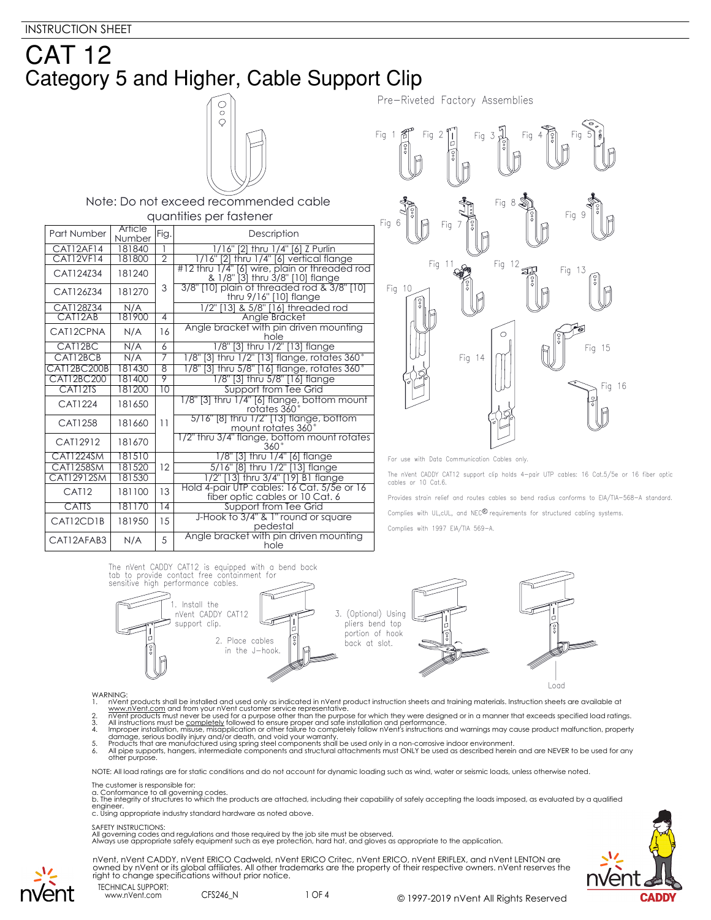INSTRUCTION SHEET

# CAT 12

## Category 5 and Higher, Cable Support Clip

Pre–Riveted Factory Assemblies

Note: Do not exceed recommended cable quantities per fastener

| Part Number | Article Number | Fig. | Description |
|---|---|---|---|
| CAT12AF14 | 181840 | 1 | 1/16" [2] thru 1/4" [6] Z Purlin |
| CAT12VF14 | 181800 | 2 | 1/16" [2] thru 1/4" [6] vertical flange |
| CAT124Z34 | 181240 | 3 | #12 thru 1/4" [6] wire, plain or threaded rod & 1/8" [3] thru 3/8" [10] flange |
| CAT126Z34 | 181270 | | 3/8" [10] plain of threaded rod & 3/8" [10] thru 9/16" [10] flange |
| CAT128Z34 | N/A | | 1/2" [13] & 5/8" [16] threaded rod |
| CAT12AB | 181900 | 4 | Angle Bracket |
| CAT12CPNA | N/A | 16 | Angle bracket with pin driven mounting hole |
| CAT12BC | N/A | 6 | 1/8" [3] thru 1/2" [13] flange |
| CAT12BCB | N/A | 7 | 1/8" [3] thru 1/2" [13] flange, rotates 360° |
| CAT12BC200B | 181430 | 8 | 1/8" [3] thru 5/8" [16] flange, rotates 360° |
| CAT12BC200 | 181400 | 9 | 1/8" [3] thru 5/8" [16] flange |
| CAT12TS | 181200 | 10 | Support from Tee Grid |
| CAT1224 | 181650 | 11 | 1/8" [3] thru 1/4" [6] flange, bottom mount rotates 360° |
| CAT1258 | 181660 | | 5/16" [8] thru 1/2" [13] flange, bottom mount rotates 360° |
| CAT12912 | 181670 | | 1/2" thru 3/4" flange, bottom mount rotates 360° |
| CAT1224SM | 181510 | 12 | 1/8" [3] thru 1/4" [6] flange |
| CAT1258SM | 181520 | | 5/16" [8] thru 1/2" [13] flange |
| CAT12912SM | 181530 | | 1/2" [13] thru 3/4" [19] B1 flange |
| CAT12 | 181100 | 13 | Hold 4-pair UTP cables: 16 Cat. 5/5e or 16 fiber optic cables or 10 Cat. 6 |
| CATTS | 181170 | 14 | Support from Tee Grid |
| CAT12CD1B | 181950 | 15 | J-Hook to 3/4" & 1" round or square pedestal |
| CAT12AFAB3 | N/A | 5 | Angle bracket with pin driven mounting hole |

Fig 1, Fig 2, Fig 3, Fig 4, Fig 5, Fig 6, Fig 7, Fig 8, Fig 9, Fig 10, Fig 11, Fig 12, Fig 13, Fig 14, Fig 15, Fig 16

For use with Data Communication Cables only.

The nVent CADDY CAT12 support clip holds 4–pair UTP cables: 16 Cat.5/5e or 16 fiber optic cables or 10 Cat.6.

Provides strain relief and routes cables so bend radius conforms to EIA/TIA–568–A standard.

Complies with UL,cUL, and NEC® requirements for structured cabling systems.

Complies with 1997 EIA/TIA 569–A.

The nVent CADDY CAT12 is equipped with a bend back tab to provide contact free containment for sensitive high performance cables.

1. Install the nVent CADDY CAT12 support clip.
2. Place cables in the J–hook.
3. (Optional) Using pliers bend top portion of hook back at slot.

Load

WARNING:

1. nVent products shall be installed and used only as indicated in nVent product instruction sheets and training materials. Instruction sheets are available at www.nVent.com and from your nVent customer service representative.
2. nVent products must never be used for a purpose other than the purpose for which they were designed or in a manner that exceeds specified load ratings.
3. All instructions must be completely followed to ensure proper and safe installation and performance.
4. Improper installation, misuse, misapplication or other failure to completely follow nVent's instructions and warnings may cause product malfunction, property damage, serious bodily injury and/or death, and void your warranty.
5. Products that are manufactured using spring steel components shall be used only in a non-corrosive indoor environment.
6. All pipe supports, hangers, intermediate components and structural attachments must ONLY be used as described herein and are NEVER to be used for any other purpose.

NOTE: All load ratings are for static conditions and do not account for dynamic loading such as wind, water or seismic loads, unless otherwise noted.

The customer is responsible for:
a. Conformance to all governing codes.
b. The integrity of structures to which the products are attached, including their capability of safely accepting the loads imposed, as evaluated by a qualified engineer.
c. Using appropriate industry standard hardware as noted above.

SAFETY INSTRUCTIONS:
All governing codes and regulations and those required by the job site must be observed.
Always use appropriate safety equipment such as eye protection, hard hat, and gloves as appropriate to the application.

nVent, nVent CADDY, nVent ERICO Cadweld, nVent ERICO Critec, nVent ERICO, nVent ERIFLEX, and nVent LENTON are owned by nVent or its global affiliates. All other trademarks are the property of their respective owners. nVent reserves the right to change specifications without prior notice.

TECHNICAL SUPPORT:
www.nVent.com

CFS246_N

© 1997-2019 nVent All Rights Reserved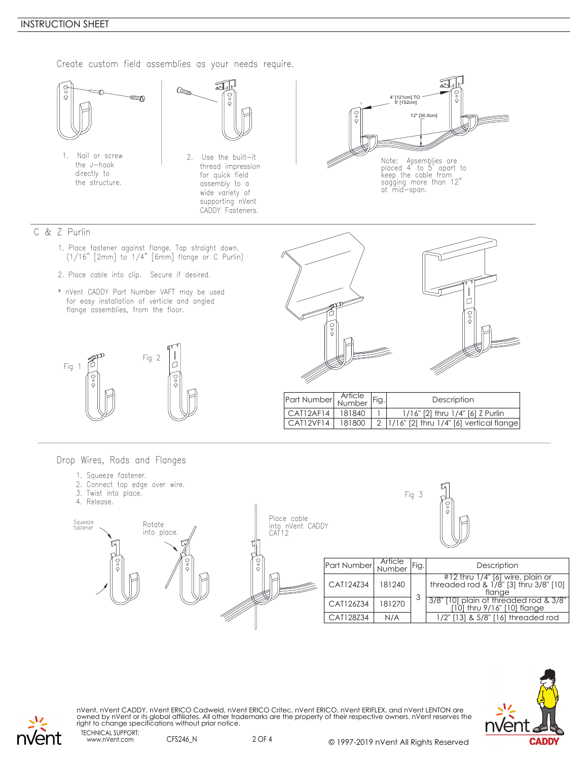Create custom field assemblies as your needs require.

1. Nail or screw the J–hook directly to the structure.

2. Use the built–it thread impression for quick field assembly to a wide variety of supporting nVent CADDY Fasteners.

4' [121cm] TO 5' [152cm]

12" [30.5cm]

Note: Assemblies are placed 4' to 5' apart to keep the cable from sagging more than 12" at mid–span.

## C & Z Purlin

1. Place fastener against flange. Tap straight down. (1/16" [2mm] to 1/4" [6mm] flange or C Purlin)
2. Place cable into clip. Secure if desired.

* nVent CADDY Part Number VAFT may be used for easy installation of verticle and angled flange assemblies, from the floor.

Fig 1

Fig 2

| Part Number | Article Number | Fig. | Description |
|---|---|---|---|
| CAT12AF14 | 181840 | 1 | 1/16" [2] thru 1/4" [6] Z Purlin |
| CAT12VF14 | 181800 | 2 | 1/16" [2] thru 1/4" [6] vertical flange |

## Drop Wires, Rods and Flanges

1. Squeeze fastener.
2. Connect top edge over wire.
3. Twist into place.
4. Release.

Squeeze fastener

Rotate into place.

Place cable into nVent CADDY CAT12

Fig 3

| Part Number | Article Number | Fig. | Description |
|---|---|---|---|
| CAT124Z34 | 181240 | 3 | #12 thru 1/4" [6] wire, plain or threaded rod & 1/8" [3] thru 3/8" [10] flange |
| CAT126Z34 | 181270 | | 3/8" [10] plain of threaded rod & 3/8" [10] thru 9/16" [10] flange |
| CAT128Z34 | N/A | | 1/2" [13] & 5/8" [16] threaded rod |

nVent, nVent CADDY, nVent ERICO Cadweld, nVent ERICO Critec, nVent ERICO, nVent ERIFLEX, and nVent LENTON are owned by nVent or its global affiliates. All other trademarks are the property of their respective owners. nVent reserves the right to change specifications without prior notice.

TECHNICAL SUPPORT:
www.nVent.com

CFS246_N

© 1997-2019 nVent All Rights Reserved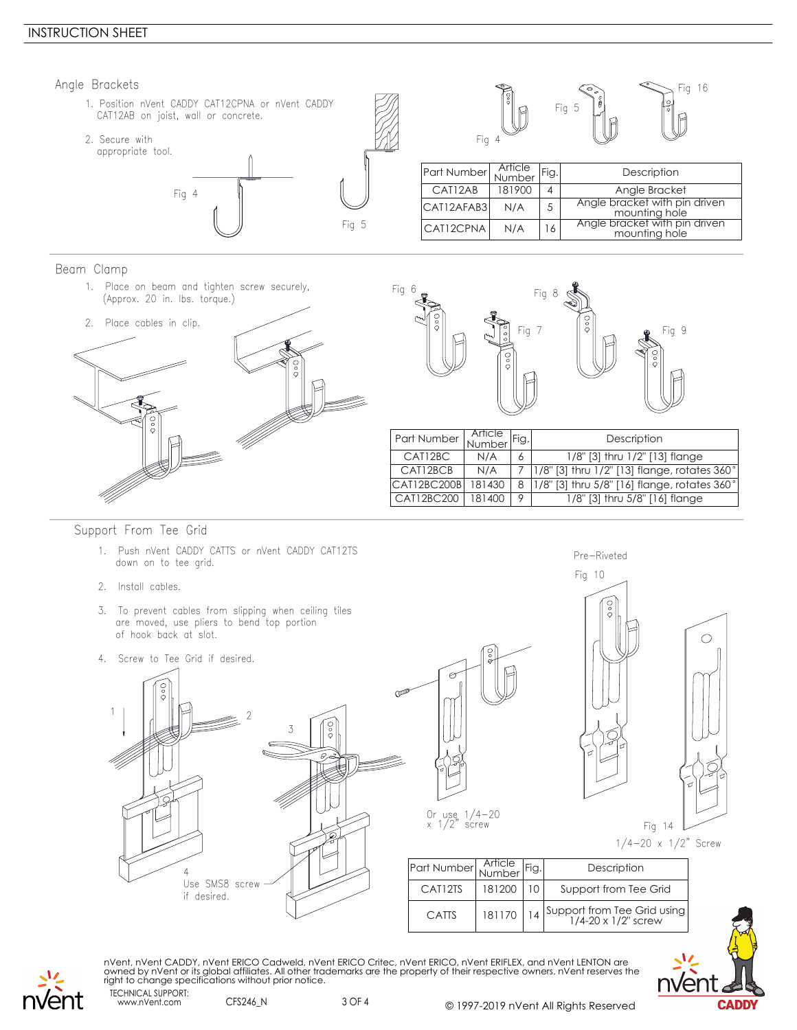## Angle Brackets

1. Position nVent CADDY CAT12CPNA or nVent CADDY CAT12AB on joist, wall or concrete.
2. Secure with appropriate tool.

Fig 4

Fig 5

Fig 16

| Part Number | Article Number | Fig. | Description |
|---|---|---|---|
| CAT12AB | 181900 | 4 | Angle Bracket |
| CAT12AFAB3 | N/A | 5 | Angle bracket with pin driven mounting hole |
| CAT12CPNA | N/A | 16 | Angle bracket with pin driven mounting hole |

## Beam Clamp

1. Place on beam and tighten screw securely, (Approx. 20 in. lbs. torque.)
2. Place cables in clip.

Fig 6

Fig 7

Fig 8

Fig 9

| Part Number | Article Number | Fig. | Description |
|---|---|---|---|
| CAT12BC | N/A | 6 | 1/8" [3] thru 1/2" [13] flange |
| CAT12BCB | N/A | 7 | 1/8" [3] thru 1/2" [13] flange, rotates 360° |
| CAT12BC200B | 181430 | 8 | 1/8" [3] thru 5/8" [16] flange, rotates 360° |
| CAT12BC200 | 181400 | 9 | 1/8" [3] thru 5/8" [16] flange |

## Support From Tee Grid

1. Push nVent CADDY CATTS or nVent CADDY CAT12TS down on to tee grid.
2. Install cables.
3. To prevent cables from slipping when ceiling tiles are moved, use pliers to bend top portion of hook back at slot.
4. Screw to Tee Grid if desired.

4 Use SMS8 screw if desired.

Or use 1/4–20 x 1/2" screw

Pre–Riveted

Fig 10

Fig 14

1/4–20 x 1/2" Screw

| Part Number | Article Number | Fig. | Description |
|---|---|---|---|
| CAT12TS | 181200 | 10 | Support from Tee Grid |
| CATTS | 181170 | 14 | Support from Tee Grid using 1/4-20 x 1/2" screw |

nVent, nVent CADDY, nVent ERICO Cadweld, nVent ERICO Critec, nVent ERICO, nVent ERIFLEX, and nVent LENTON are owned by nVent or its global affiliates. All other trademarks are the property of their respective owners. nVent reserves the right to change specifications without prior notice.

TECHNICAL SUPPORT:
www.nVent.com

CFS246_N

© 1997-2019 nVent All Rights Reserved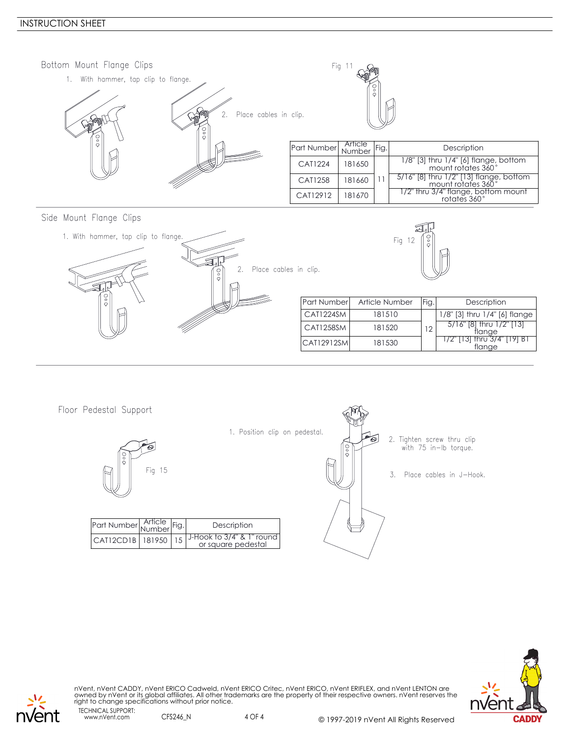INSTRUCTION SHEET

## Bottom Mount Flange Clips

1. With hammer, tap clip to flange.
2. Place cables in clip.

Fig 11

| Part Number | Article Number | Fig. | Description |
|---|---|---|---|
| CAT1224 | 181650 | 11 | 1/8" [3] thru 1/4" [6] flange, bottom mount rotates 360° |
| CAT1258 | 181660 | | 5/16" [8] thru 1/2" [13] flange, bottom mount rotates 360° |
| CAT12912 | 181670 | | 1/2" thru 3/4" flange, bottom mount rotates 360° |

## Side Mount Flange Clips

1. With hammer, tap clip to flange.
2. Place cables in clip.

Fig 12

| Part Number | Article Number | Fig. | Description |
|---|---|---|---|
| CAT1224SM | 181510 | 12 | 1/8" [3] thru 1/4" [6] flange |
| CAT1258SM | 181520 | | 5/16" [8] thru 1/2" [13] flange |
| CAT12912SM | 181530 | | 1/2" [13] thru 3/4" [19] B1 flange |

## Floor Pedestal Support

Fig 15

1. Position clip on pedestal.
2. Tighten screw thru clip with 75 in–lb torque.
3. Place cables in J–Hook.

| Part Number | Article Number | Fig. | Description |
|---|---|---|---|
| CAT12CD1B | 181950 | 15 | J-Hook to 3/4" & 1" round or square pedestal |

nVent, nVent CADDY, nVent ERICO Cadweld, nVent ERICO Critec, nVent ERICO, nVent ERIFLEX, and nVent LENTON are owned by nVent or its global affiliates. All other trademarks are the property of their respective owners. nVent reserves the right to change specifications without prior notice.

TECHNICAL SUPPORT:
www.nVent.com

CFS246_N

© 1997-2019 nVent All Rights Reserved